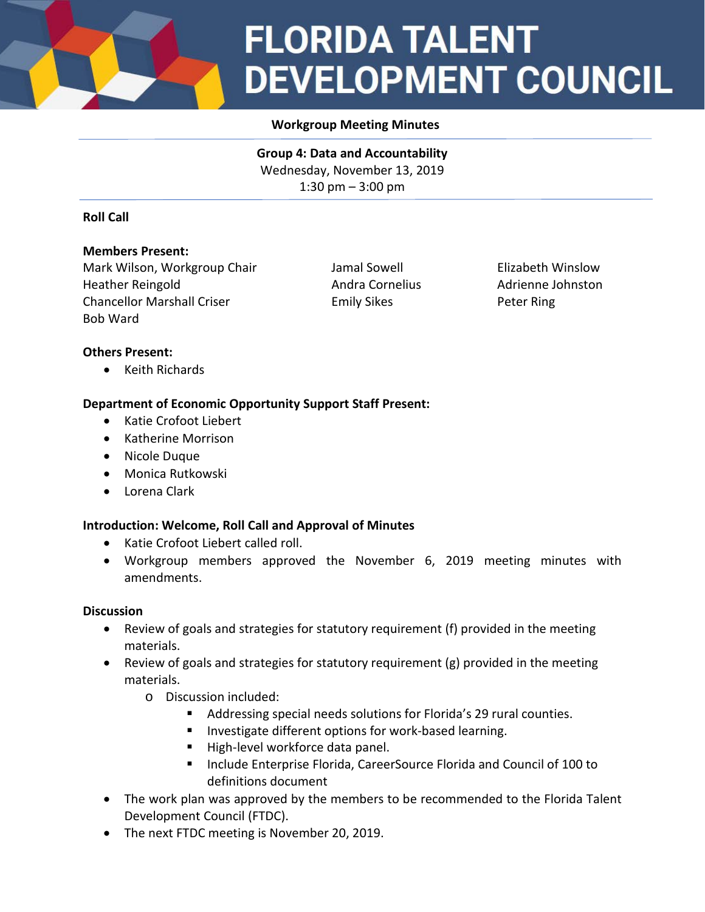# FLORIDA TALENT DEVELOPMENT COUNCIL

**Workgroup Meeting Minutes**

**Group 4: Data and Accountability**
Wednesday, November 13, 2019
1:30 pm – 3:00 pm

## Roll Call

**Members Present:**

Mark Wilson, Workgroup Chair
Heather Reingold
Chancellor Marshall Criser
Bob Ward
Jamal Sowell
Andra Cornelius
Emily Sikes
Elizabeth Winslow
Adrienne Johnston
Peter Ring

**Others Present:**

- Keith Richards

**Department of Economic Opportunity Support Staff Present:**

- Katie Crofoot Liebert
- Katherine Morrison
- Nicole Duque
- Monica Rutkowski
- Lorena Clark

**Introduction: Welcome, Roll Call and Approval of Minutes**

- Katie Crofoot Liebert called roll.
- Workgroup members approved the November 6, 2019 meeting minutes with amendments.

**Discussion**

- Review of goals and strategies for statutory requirement (f) provided in the meeting materials.
- Review of goals and strategies for statutory requirement (g) provided in the meeting materials.
  - Discussion included:
    - Addressing special needs solutions for Florida's 29 rural counties.
    - Investigate different options for work-based learning.
    - High-level workforce data panel.
    - Include Enterprise Florida, CareerSource Florida and Council of 100 to definitions document
- The work plan was approved by the members to be recommended to the Florida Talent Development Council (FTDC).
- The next FTDC meeting is November 20, 2019.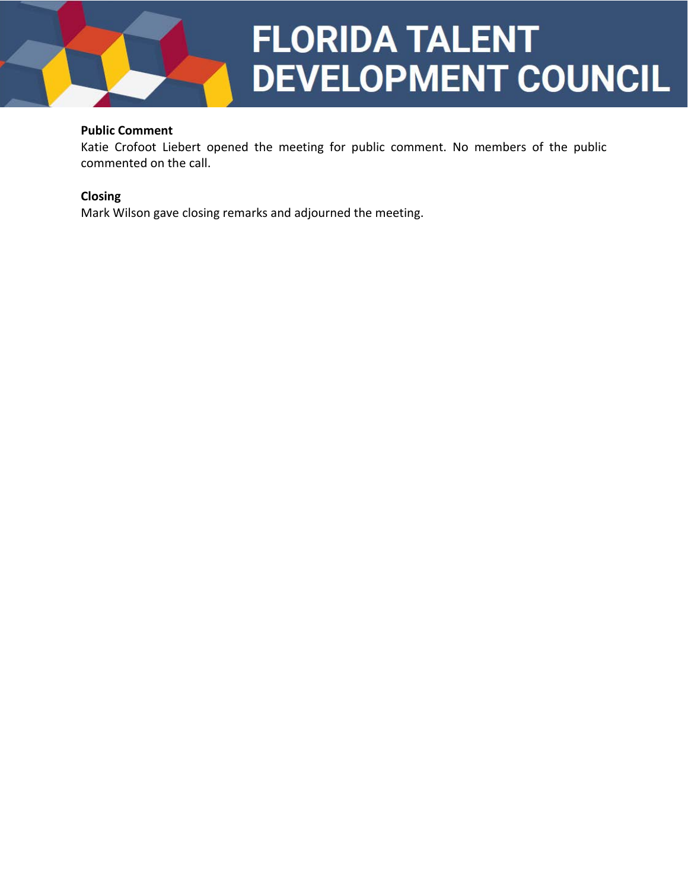**Public Comment**
Katie Crofoot Liebert opened the meeting for public comment. No members of the public commented on the call.

**Closing**
Mark Wilson gave closing remarks and adjourned the meeting.